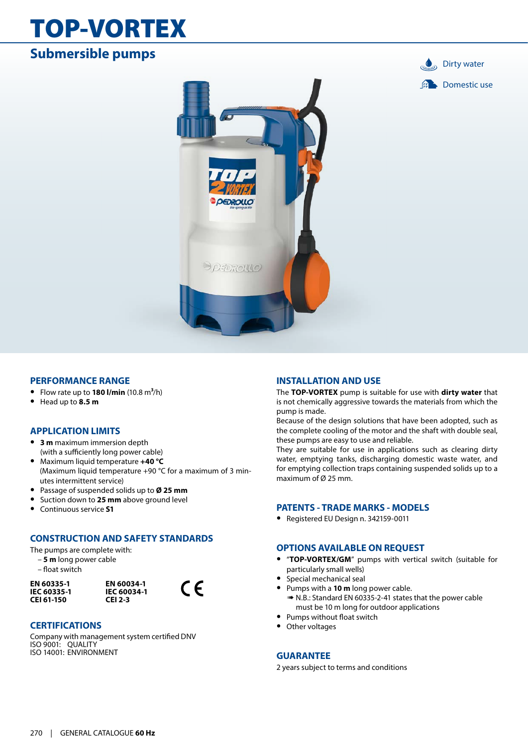# TOP-VORTEX

## Submersible pumps

Dirty water

Domestic use

### PERFORMANCE RANGE

- Flow rate up to **180 l/min** (10.8 m³/h)
- Head up to **8.5 m**

### APPLICATION LIMITS

- **3 m** maximum immersion depth (with a sufficiently long power cable)
- Maximum liquid temperature **+40 °C** (Maximum liquid temperature +90 °C for a maximum of 3 minutes intermittent service)
- Passage of suspended solids up to **Ø 25 mm**
- Suction down to **25 mm** above ground level
- Continuous service **S1**

### CONSTRUCTION AND SAFETY STANDARDS

The pumps are complete with:
- **5 m** long power cable
- float switch

| | |
|---|---|
| **EN 60335-1** | **EN 60034-1** |
| **IEC 60335-1** | **IEC 60034-1** |
| **CEI 61-150** | **CEI 2-3** |

CE

### CERTIFICATIONS

Company with management system certified DNV
ISO 9001: QUALITY
ISO 14001: ENVIRONMENT

### INSTALLATION AND USE

The **TOP-VORTEX** pump is suitable for use with **dirty water** that is not chemically aggressive towards the materials from which the pump is made.
Because of the design solutions that have been adopted, such as the complete cooling of the motor and the shaft with double seal, these pumps are easy to use and reliable.
They are suitable for use in applications such as clearing dirty water, emptying tanks, discharging domestic waste water, and for emptying collection traps containing suspended solids up to a maximum of Ø 25 mm.

### PATENTS - TRADE MARKS - MODELS

- Registered EU Design n. 342159-0011

### OPTIONS AVAILABLE ON REQUEST

- "**TOP-VORTEX/GM**" pumps with vertical switch (suitable for particularly small wells)
- Special mechanical seal
- Pumps with a **10 m** long power cable.
  ➠ N.B.: Standard EN 60335-2-41 states that the power cable must be 10 m long for outdoor applications
- Pumps without float switch
- Other voltages

### GUARANTEE

2 years subject to terms and conditions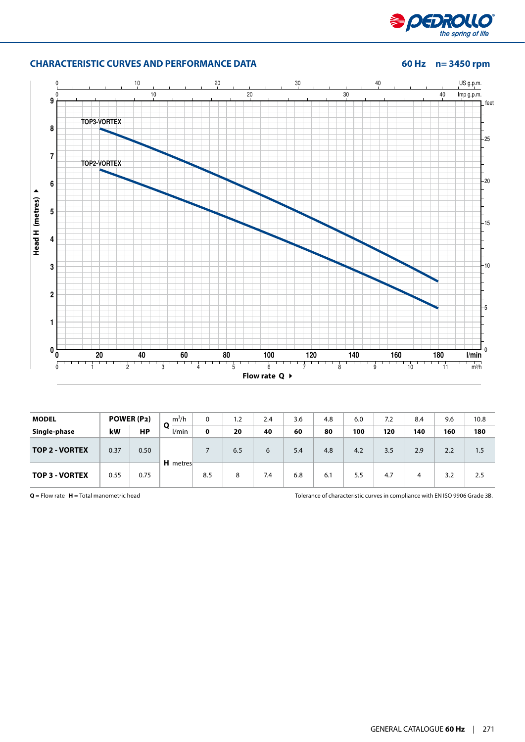## CHARACTERISTIC CURVES AND PERFORMANCE DATA

**60 Hz n= 3450 rpm**

| MODEL | POWER (P2) | | Q | m³/h | 0 | 1.2 | 2.4 | 3.6 | 4.8 | 6.0 | 7.2 | 8.4 | 9.6 | 10.8 |
|---|---|---|---|---|---|---|---|---|---|---|---|---|---|---|
| **Single-phase** | **kW** | **HP** | | l/min | **0** | **20** | **40** | **60** | **80** | **100** | **120** | **140** | **160** | **180** |
| **TOP 2 - VORTEX** | 0.37 | 0.50 | **H** metres | | 7 | 6.5 | 6 | 5.4 | 4.8 | 4.2 | 3.5 | 2.9 | 2.2 | 1.5 |
| **TOP 3 - VORTEX** | 0.55 | 0.75 | | | 8.5 | 8 | 7.4 | 6.8 | 6.1 | 5.5 | 4.7 | 4 | 3.2 | 2.5 |

**Q** = Flow rate **H** = Total manometric head

Tolerance of characteristic curves in compliance with EN ISO 9906 Grade 3B.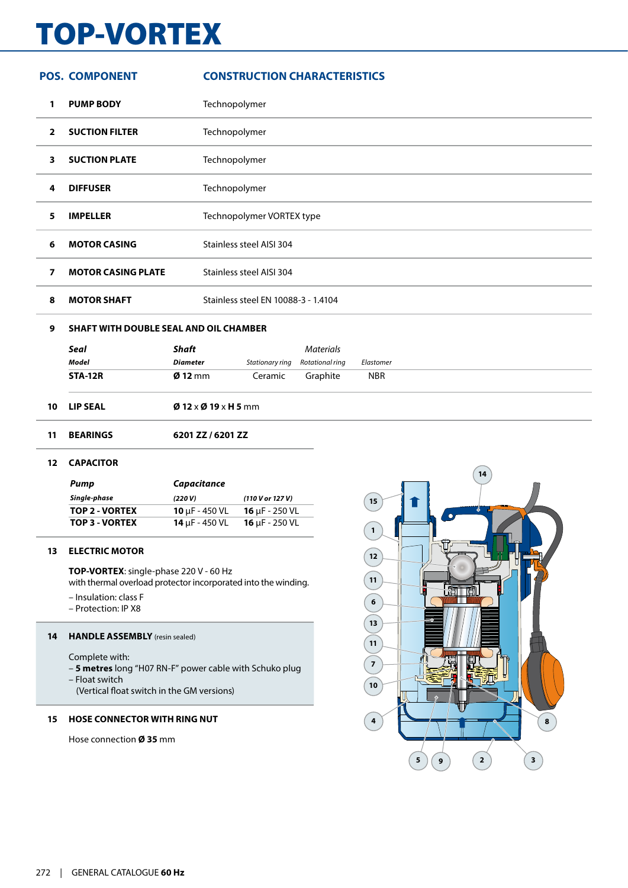# TOP-VORTEX

| POS. | COMPONENT | CONSTRUCTION CHARACTERISTICS |
|---|---|---|
| 1 | **PUMP BODY** | Technopolymer |
| 2 | **SUCTION FILTER** | Technopolymer |
| 3 | **SUCTION PLATE** | Technopolymer |
| 4 | **DIFFUSER** | Technopolymer |
| 5 | **IMPELLER** | Technopolymer VORTEX type |
| 6 | **MOTOR CASING** | Stainless steel AISI 304 |
| 7 | **MOTOR CASING PLATE** | Stainless steel AISI 304 |
| 8 | **MOTOR SHAFT** | Stainless steel EN 10088-3 - 1.4104 |

**9 SHAFT WITH DOUBLE SEAL AND OIL CHAMBER**

| *Seal* | *Shaft* | *Materials* | | |
|---|---|---|---|---|
| ***Model*** | ***Diameter*** | *Stationary ring* | *Rotational ring* | *Elastomer* |
| **STA-12R** | **Ø 12** mm | Ceramic | Graphite | NBR |

**10 LIP SEAL** — **Ø 12** x **Ø 19** x **H 5** mm

**11 BEARINGS** — **6201 ZZ / 6201 ZZ**

**12 CAPACITOR**

| *Pump* | *Capacitance* | |
|---|---|---|
| ***Single-phase*** | ***(220 V)*** | ***(110 V or 127 V)*** |
| **TOP 2 - VORTEX** | **10** μF - 450 VL | **16** μF - 250 VL |
| **TOP 3 - VORTEX** | **14** μF - 450 VL | **16** μF - 250 VL |

**13 ELECTRIC MOTOR**

**TOP-VORTEX**: single-phase 220 V - 60 Hz
with thermal overload protector incorporated into the winding.

– Insulation: class F
– Protection: IP X8

**14 HANDLE ASSEMBLY** (resin sealed)

Complete with:
– **5 metres** long "H07 RN-F" power cable with Schuko plug
– Float switch
(Vertical float switch in the GM versions)

**15 HOSE CONNECTOR WITH RING NUT**

Hose connection **Ø 35** mm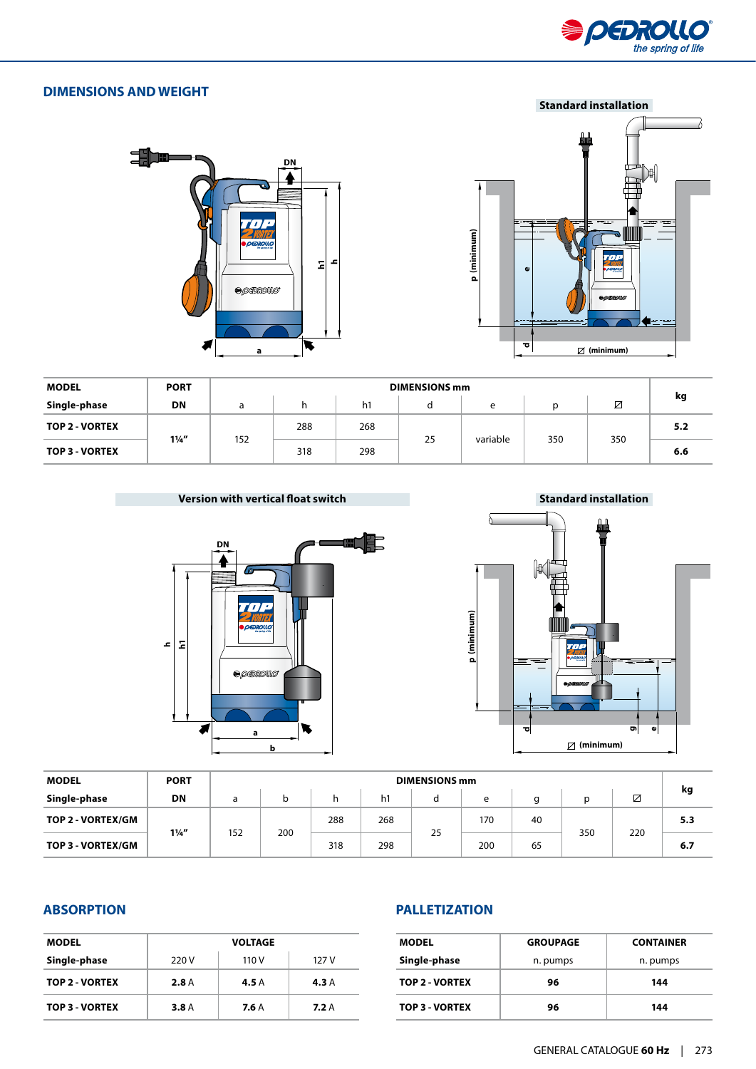## DIMENSIONS AND WEIGHT

Standard installation

| MODEL | PORT | DIMENSIONS mm | | | | | | | kg |
|---|---|---|---|---|---|---|---|---|---|
| Single-phase | DN | a | h | h1 | d | e | p | ⍁ | |
| TOP 2 - VORTEX | 1¼" | 152 | 288 | 268 | 25 | variable | 350 | 350 | 5.2 |
| TOP 3 - VORTEX | | | 318 | 298 | | | | | 6.6 |

Version with vertical float switch

Standard installation

| MODEL | PORT | DIMENSIONS mm | | | | | | | | | kg |
|---|---|---|---|---|---|---|---|---|---|---|---|
| Single-phase | DN | a | b | h | h1 | d | e | g | p | ⍁ | |
| TOP 2 - VORTEX/GM | 1¼" | 152 | 200 | 288 | 268 | 25 | 170 | 40 | 350 | 220 | 5.3 |
| TOP 3 - VORTEX/GM | | | | 318 | 298 | | 200 | 65 | | | 6.7 |

## ABSORPTION

| MODEL | VOLTAGE | | |
|---|---|---|---|
| Single-phase | 220 V | 110 V | 127 V |
| TOP 2 - VORTEX | **2.8** A | **4.5** A | **4.3** A |
| TOP 3 - VORTEX | **3.8** A | **7.6** A | **7.2** A |

## PALLETIZATION

| MODEL | GROUPAGE | CONTAINER |
|---|---|---|
| Single-phase | n. pumps | n. pumps |
| TOP 2 - VORTEX | 96 | 144 |
| TOP 3 - VORTEX | 96 | 144 |